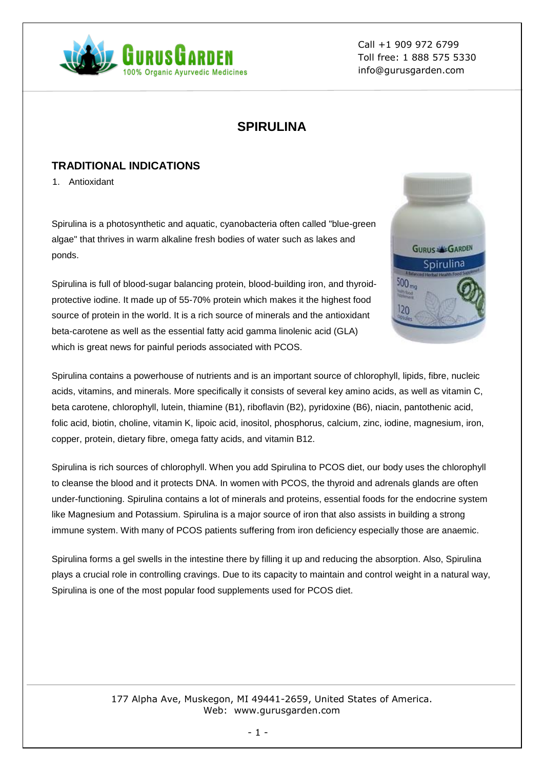# SPIRULINA

## TRADITIONAL INDICATIONS

1. Antioxidant

Spirulina is a photosynthetic and aquatic, cyanobacteria often called "blue-green algae" that thrives in warm alkaline fresh bodies of water such as lakes and ponds.

Spirulina is full of blood-sugar balancing protein, blood-building iron, and thyroid-protective iodine. It made up of 55-70% protein which makes it the highest food source of protein in the world. It is a rich source of minerals and the antioxidant beta-carotene as well as the essential fatty acid gamma linolenic acid (GLA) which is great news for painful periods associated with PCOS.

Spirulina contains a powerhouse of nutrients and is an important source of chlorophyll, lipids, fibre, nucleic acids, vitamins, and minerals. More specifically it consists of several key amino acids, as well as vitamin C, beta carotene, chlorophyll, lutein, thiamine (B1), riboflavin (B2), pyridoxine (B6), niacin, pantothenic acid, folic acid, biotin, choline, vitamin K, lipoic acid, inositol, phosphorus, calcium, zinc, iodine, magnesium, iron, copper, protein, dietary fibre, omega fatty acids, and vitamin B12.

Spirulina is rich sources of chlorophyll. When you add Spirulina to PCOS diet, our body uses the chlorophyll to cleanse the blood and it protects DNA. In women with PCOS, the thyroid and adrenals glands are often under-functioning. Spirulina contains a lot of minerals and proteins, essential foods for the endocrine system like Magnesium and Potassium. Spirulina is a major source of iron that also assists in building a strong immune system. With many of PCOS patients suffering from iron deficiency especially those are anaemic.

Spirulina forms a gel swells in the intestine there by filling it up and reducing the absorption. Also, Spirulina plays a crucial role in controlling cravings. Due to its capacity to maintain and control weight in a natural way, Spirulina is one of the most popular food supplements used for PCOS diet.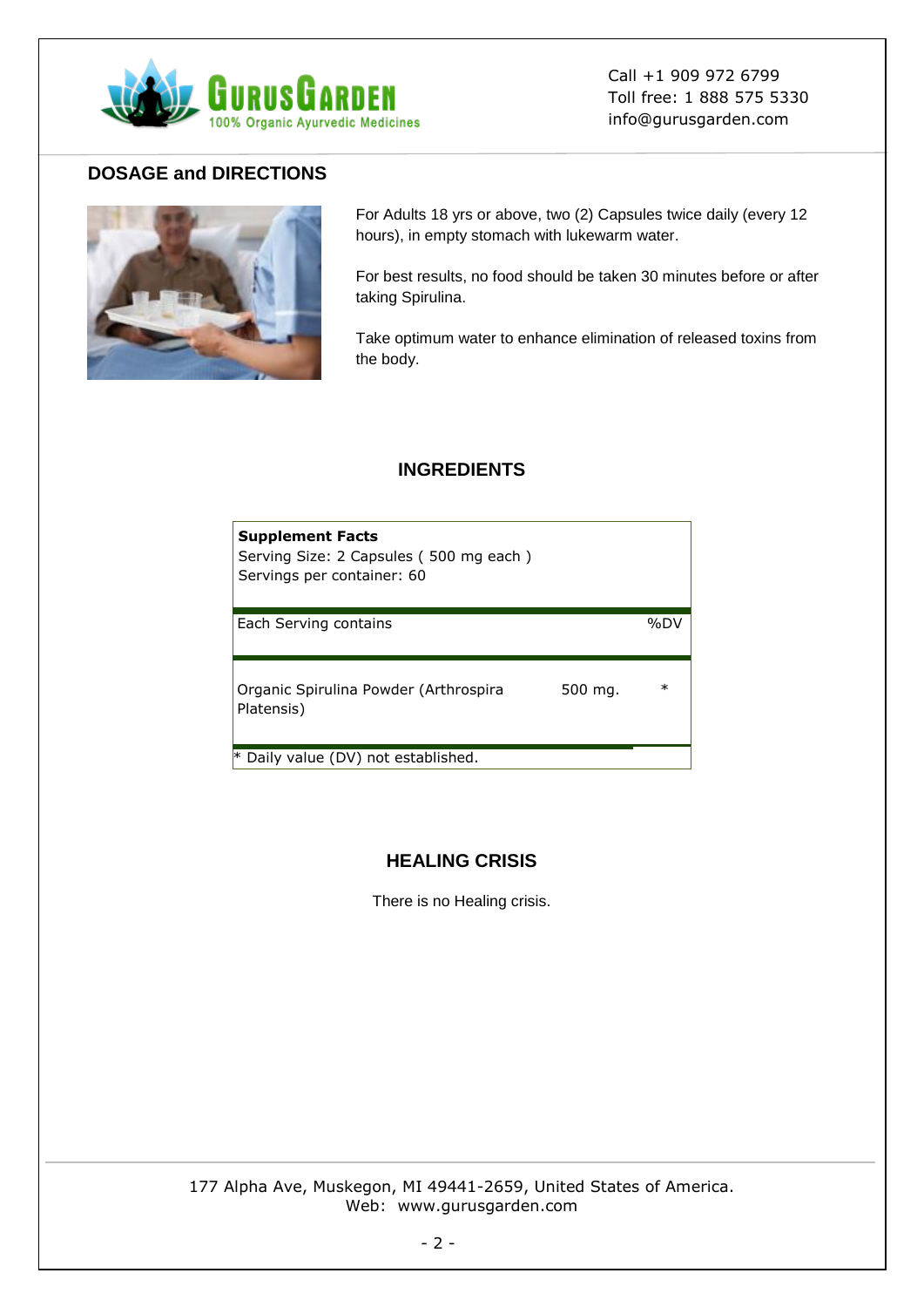## DOSAGE and DIRECTIONS

For Adults 18 yrs or above, two (2) Capsules twice daily (every 12 hours), in empty stomach with lukewarm water.

For best results, no food should be taken 30 minutes before or after taking Spirulina.

Take optimum water to enhance elimination of released toxins from the body.

## INGREDIENTS

**Supplement Facts**
Serving Size: 2 Capsules ( 500 mg each )
Servings per container: 60

| Each Serving contains | | %DV |
|---|---|---|
| Organic Spirulina Powder (Arthrospira Platensis) | 500 mg. | * |

* Daily value (DV) not established.

## HEALING CRISIS

There is no Healing crisis.

177 Alpha Ave, Muskegon, MI 49441-2659, United States of America.
Web: www.gurusgarden.com